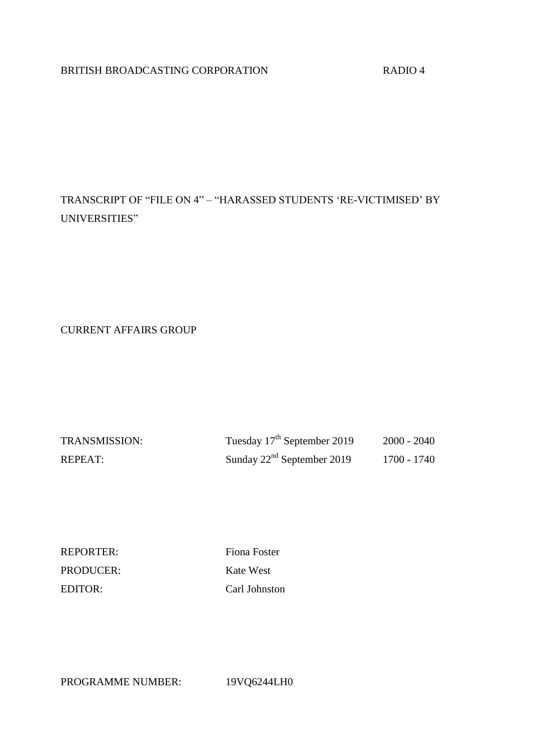BRITISH BROADCASTING CORPORATION RADIO 4

TRANSCRIPT OF "FILE ON 4" – "HARASSED STUDENTS 'RE-VICTIMISED' BY UNIVERSITIES"

CURRENT AFFAIRS GROUP

| | | |
|---|---|---|
| TRANSMISSION: | Tuesday 17th September 2019 | 2000 - 2040 |
| REPEAT: | Sunday 22nd September 2019 | 1700 - 1740 |

| | |
|---|---|
| REPORTER: | Fiona Foster |
| PRODUCER: | Kate West |
| EDITOR: | Carl Johnston |

PROGRAMME NUMBER: 19VQ6244LH0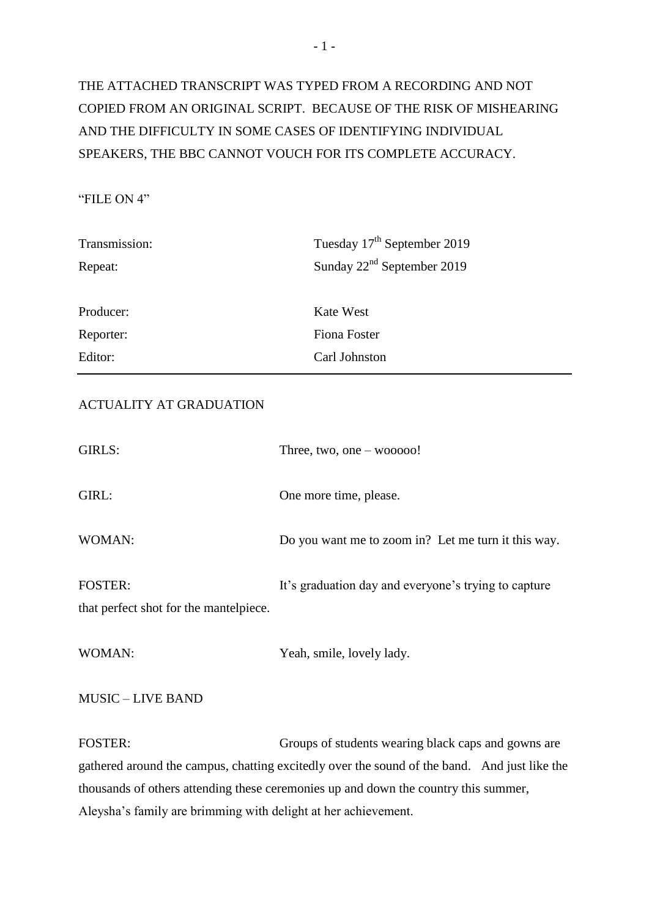THE ATTACHED TRANSCRIPT WAS TYPED FROM A RECORDING AND NOT COPIED FROM AN ORIGINAL SCRIPT. BECAUSE OF THE RISK OF MISHEARING AND THE DIFFICULTY IN SOME CASES OF IDENTIFYING INDIVIDUAL SPEAKERS, THE BBC CANNOT VOUCH FOR ITS COMPLETE ACCURACY.

"FILE ON 4"

| | |
|---|---|
| Transmission: | Tuesday 17th September 2019 |
| Repeat: | Sunday 22nd September 2019 |
| Producer: | Kate West |
| Reporter: | Fiona Foster |
| Editor: | Carl Johnston |

---

ACTUALITY AT GRADUATION

GIRLS: Three, two, one – wooooo!

GIRL: One more time, please.

WOMAN: Do you want me to zoom in? Let me turn it this way.

FOSTER: It's graduation day and everyone's trying to capture that perfect shot for the mantelpiece.

WOMAN: Yeah, smile, lovely lady.

MUSIC – LIVE BAND

FOSTER: Groups of students wearing black caps and gowns are gathered around the campus, chatting excitedly over the sound of the band. And just like the thousands of others attending these ceremonies up and down the country this summer, Aleysha's family are brimming with delight at her achievement.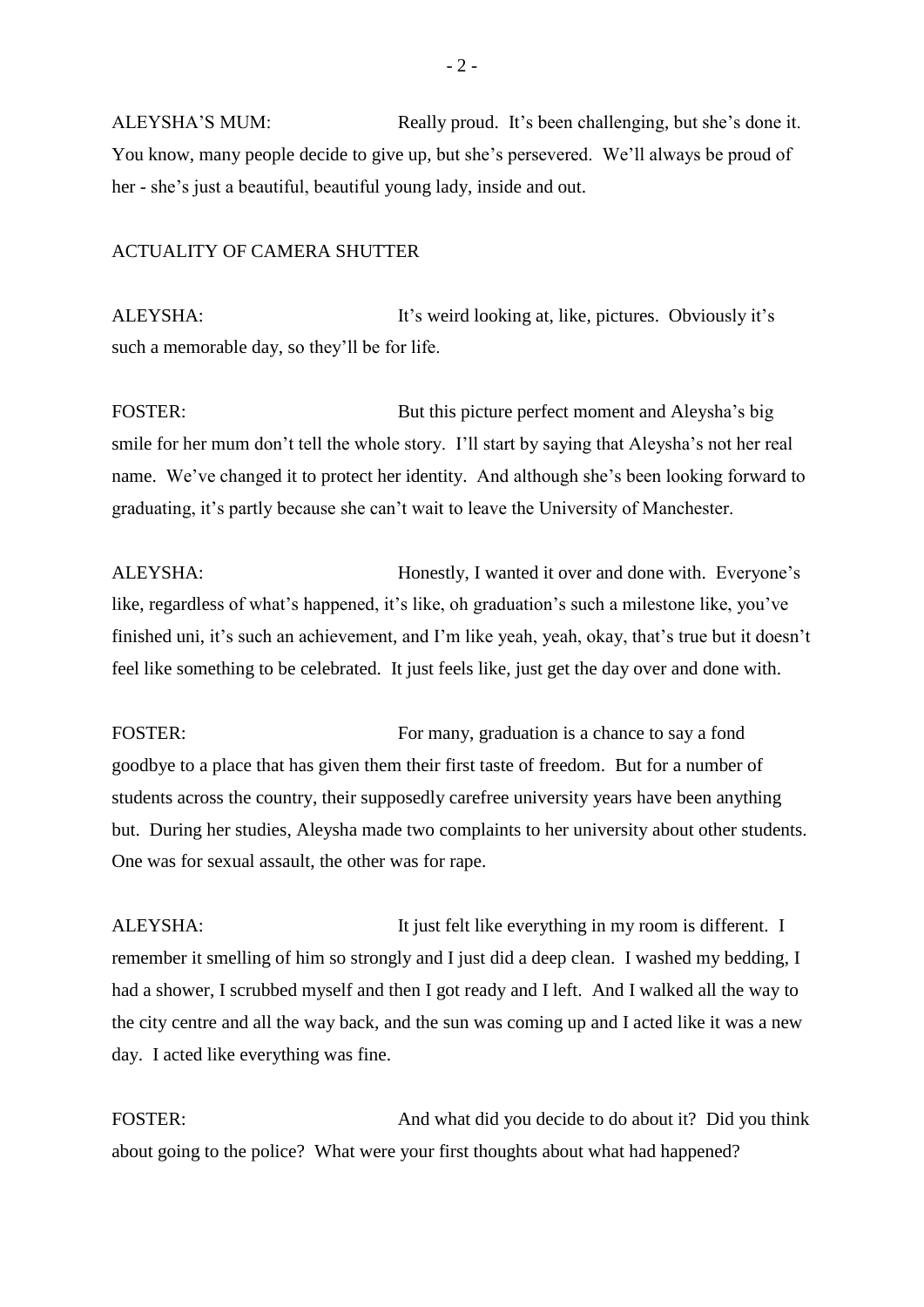ALEYSHA'S MUM: Really proud. It's been challenging, but she's done it. You know, many people decide to give up, but she's persevered. We'll always be proud of her - she's just a beautiful, beautiful young lady, inside and out.

ACTUALITY OF CAMERA SHUTTER

ALEYSHA: It's weird looking at, like, pictures. Obviously it's such a memorable day, so they'll be for life.

FOSTER: But this picture perfect moment and Aleysha's big smile for her mum don't tell the whole story. I'll start by saying that Aleysha's not her real name. We've changed it to protect her identity. And although she's been looking forward to graduating, it's partly because she can't wait to leave the University of Manchester.

ALEYSHA: Honestly, I wanted it over and done with. Everyone's like, regardless of what's happened, it's like, oh graduation's such a milestone like, you've finished uni, it's such an achievement, and I'm like yeah, yeah, okay, that's true but it doesn't feel like something to be celebrated. It just feels like, just get the day over and done with.

FOSTER: For many, graduation is a chance to say a fond goodbye to a place that has given them their first taste of freedom. But for a number of students across the country, their supposedly carefree university years have been anything but. During her studies, Aleysha made two complaints to her university about other students. One was for sexual assault, the other was for rape.

ALEYSHA: It just felt like everything in my room is different. I remember it smelling of him so strongly and I just did a deep clean. I washed my bedding, I had a shower, I scrubbed myself and then I got ready and I left. And I walked all the way to the city centre and all the way back, and the sun was coming up and I acted like it was a new day. I acted like everything was fine.

FOSTER: And what did you decide to do about it? Did you think about going to the police? What were your first thoughts about what had happened?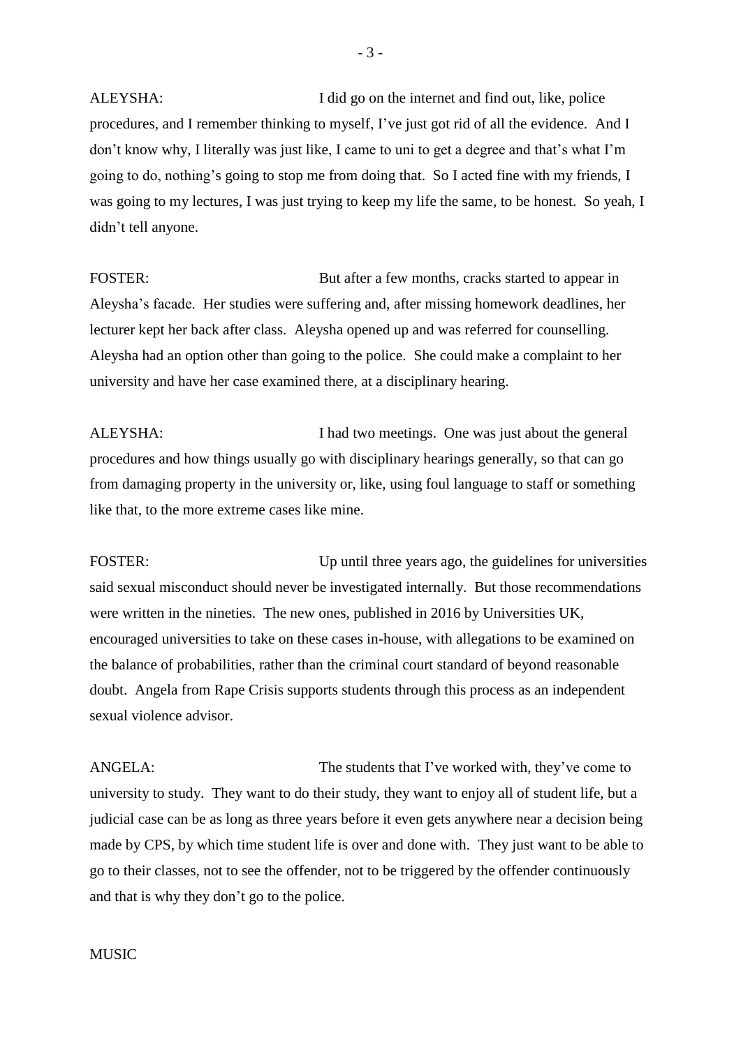ALEYSHA: I did go on the internet and find out, like, police procedures, and I remember thinking to myself, I've just got rid of all the evidence. And I don't know why, I literally was just like, I came to uni to get a degree and that's what I'm going to do, nothing's going to stop me from doing that. So I acted fine with my friends, I was going to my lectures, I was just trying to keep my life the same, to be honest. So yeah, I didn't tell anyone.

FOSTER: But after a few months, cracks started to appear in Aleysha's facade. Her studies were suffering and, after missing homework deadlines, her lecturer kept her back after class. Aleysha opened up and was referred for counselling. Aleysha had an option other than going to the police. She could make a complaint to her university and have her case examined there, at a disciplinary hearing.

ALEYSHA: I had two meetings. One was just about the general procedures and how things usually go with disciplinary hearings generally, so that can go from damaging property in the university or, like, using foul language to staff or something like that, to the more extreme cases like mine.

FOSTER: Up until three years ago, the guidelines for universities said sexual misconduct should never be investigated internally. But those recommendations were written in the nineties. The new ones, published in 2016 by Universities UK, encouraged universities to take on these cases in-house, with allegations to be examined on the balance of probabilities, rather than the criminal court standard of beyond reasonable doubt. Angela from Rape Crisis supports students through this process as an independent sexual violence advisor.

ANGELA: The students that I've worked with, they've come to university to study. They want to do their study, they want to enjoy all of student life, but a judicial case can be as long as three years before it even gets anywhere near a decision being made by CPS, by which time student life is over and done with. They just want to be able to go to their classes, not to see the offender, not to be triggered by the offender continuously and that is why they don't go to the police.

MUSIC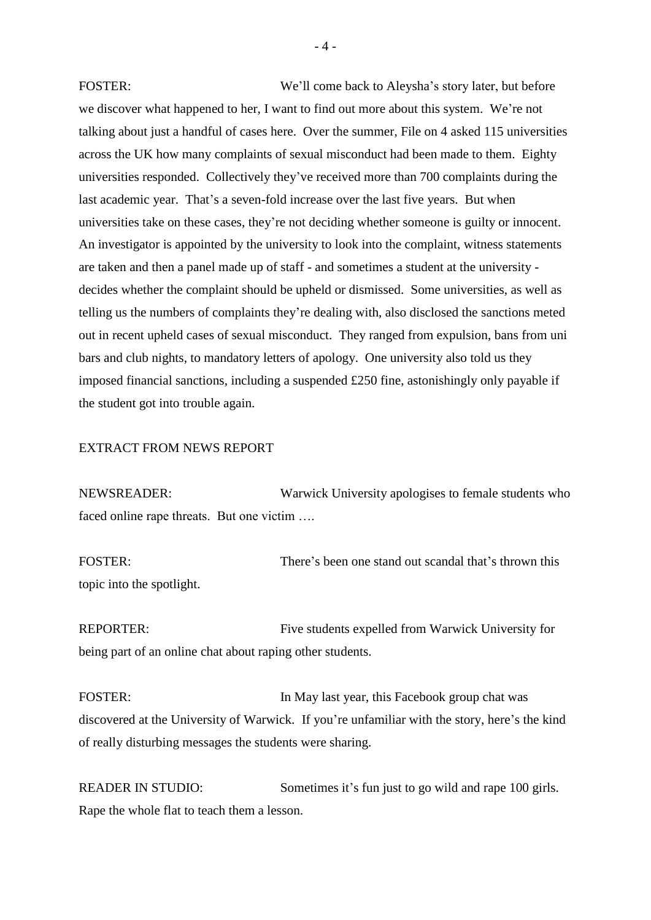FOSTER: We'll come back to Aleysha's story later, but before we discover what happened to her, I want to find out more about this system. We're not talking about just a handful of cases here. Over the summer, File on 4 asked 115 universities across the UK how many complaints of sexual misconduct had been made to them. Eighty universities responded. Collectively they've received more than 700 complaints during the last academic year. That's a seven-fold increase over the last five years. But when universities take on these cases, they're not deciding whether someone is guilty or innocent. An investigator is appointed by the university to look into the complaint, witness statements are taken and then a panel made up of staff - and sometimes a student at the university - decides whether the complaint should be upheld or dismissed. Some universities, as well as telling us the numbers of complaints they're dealing with, also disclosed the sanctions meted out in recent upheld cases of sexual misconduct. They ranged from expulsion, bans from uni bars and club nights, to mandatory letters of apology. One university also told us they imposed financial sanctions, including a suspended £250 fine, astonishingly only payable if the student got into trouble again.

EXTRACT FROM NEWS REPORT

NEWSREADER: Warwick University apologises to female students who faced online rape threats. But one victim ….

FOSTER: There's been one stand out scandal that's thrown this topic into the spotlight.

REPORTER: Five students expelled from Warwick University for being part of an online chat about raping other students.

FOSTER: In May last year, this Facebook group chat was discovered at the University of Warwick. If you're unfamiliar with the story, here's the kind of really disturbing messages the students were sharing.

READER IN STUDIO: Sometimes it's fun just to go wild and rape 100 girls. Rape the whole flat to teach them a lesson.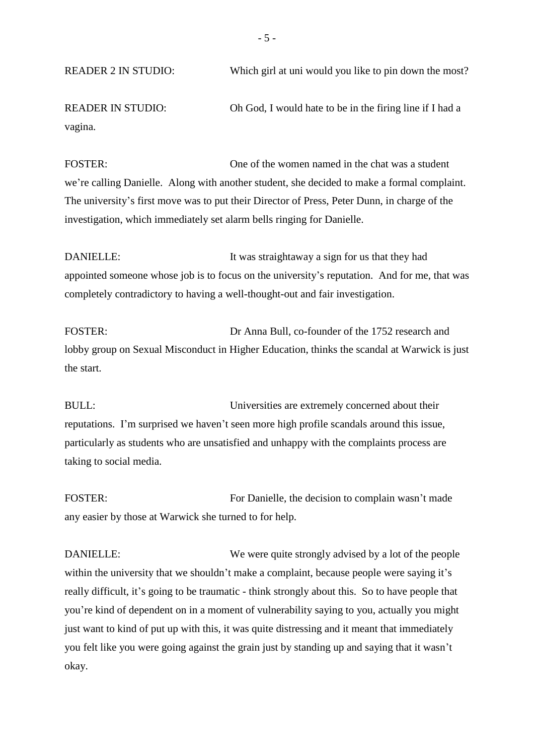READER 2 IN STUDIO: Which girl at uni would you like to pin down the most?

READER IN STUDIO: Oh God, I would hate to be in the firing line if I had a vagina.

FOSTER: One of the women named in the chat was a student we're calling Danielle. Along with another student, she decided to make a formal complaint. The university's first move was to put their Director of Press, Peter Dunn, in charge of the investigation, which immediately set alarm bells ringing for Danielle.

DANIELLE: It was straightaway a sign for us that they had appointed someone whose job is to focus on the university's reputation. And for me, that was completely contradictory to having a well-thought-out and fair investigation.

FOSTER: Dr Anna Bull, co-founder of the 1752 research and lobby group on Sexual Misconduct in Higher Education, thinks the scandal at Warwick is just the start.

BULL: Universities are extremely concerned about their reputations. I'm surprised we haven't seen more high profile scandals around this issue, particularly as students who are unsatisfied and unhappy with the complaints process are taking to social media.

FOSTER: For Danielle, the decision to complain wasn't made any easier by those at Warwick she turned to for help.

DANIELLE: We were quite strongly advised by a lot of the people within the university that we shouldn't make a complaint, because people were saying it's really difficult, it's going to be traumatic - think strongly about this. So to have people that you're kind of dependent on in a moment of vulnerability saying to you, actually you might just want to kind of put up with this, it was quite distressing and it meant that immediately you felt like you were going against the grain just by standing up and saying that it wasn't okay.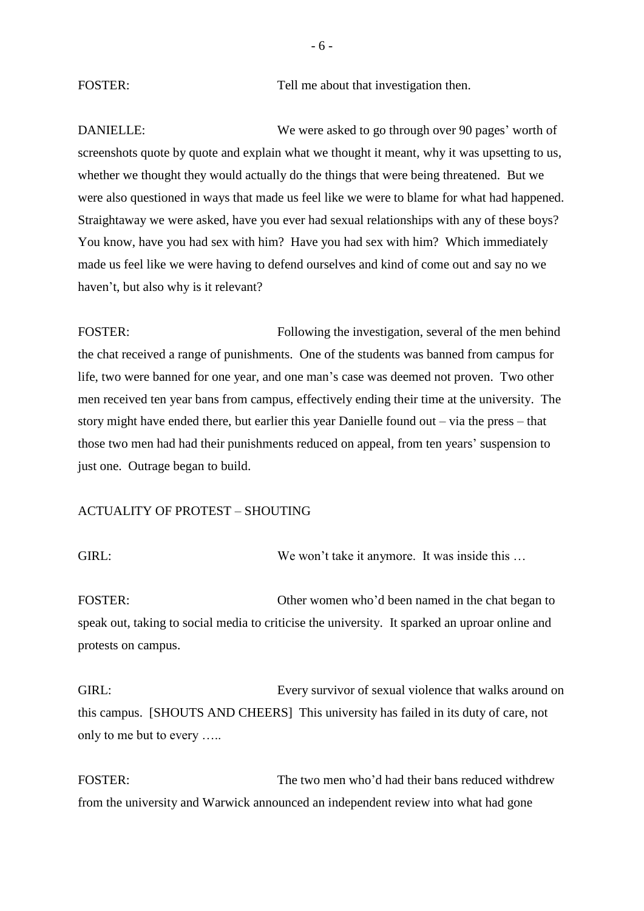FOSTER: Tell me about that investigation then.

DANIELLE: We were asked to go through over 90 pages' worth of screenshots quote by quote and explain what we thought it meant, why it was upsetting to us, whether we thought they would actually do the things that were being threatened. But we were also questioned in ways that made us feel like we were to blame for what had happened. Straightaway we were asked, have you ever had sexual relationships with any of these boys? You know, have you had sex with him? Have you had sex with him? Which immediately made us feel like we were having to defend ourselves and kind of come out and say no we haven't, but also why is it relevant?

FOSTER: Following the investigation, several of the men behind the chat received a range of punishments. One of the students was banned from campus for life, two were banned for one year, and one man's case was deemed not proven. Two other men received ten year bans from campus, effectively ending their time at the university. The story might have ended there, but earlier this year Danielle found out – via the press – that those two men had had their punishments reduced on appeal, from ten years' suspension to just one. Outrage began to build.

ACTUALITY OF PROTEST – SHOUTING

GIRL: We won't take it anymore. It was inside this …

FOSTER: Other women who'd been named in the chat began to speak out, taking to social media to criticise the university. It sparked an uproar online and protests on campus.

GIRL: Every survivor of sexual violence that walks around on this campus. [SHOUTS AND CHEERS] This university has failed in its duty of care, not only to me but to every …..

FOSTER: The two men who'd had their bans reduced withdrew from the university and Warwick announced an independent review into what had gone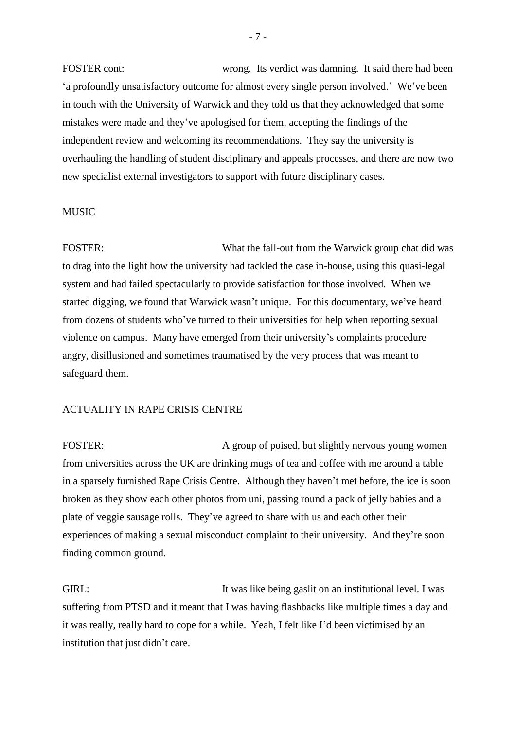FOSTER cont: wrong. Its verdict was damning. It said there had been 'a profoundly unsatisfactory outcome for almost every single person involved.' We've been in touch with the University of Warwick and they told us that they acknowledged that some mistakes were made and they've apologised for them, accepting the findings of the independent review and welcoming its recommendations. They say the university is overhauling the handling of student disciplinary and appeals processes, and there are now two new specialist external investigators to support with future disciplinary cases.

MUSIC

FOSTER: What the fall-out from the Warwick group chat did was to drag into the light how the university had tackled the case in-house, using this quasi-legal system and had failed spectacularly to provide satisfaction for those involved. When we started digging, we found that Warwick wasn't unique. For this documentary, we've heard from dozens of students who've turned to their universities for help when reporting sexual violence on campus. Many have emerged from their university's complaints procedure angry, disillusioned and sometimes traumatised by the very process that was meant to safeguard them.

ACTUALITY IN RAPE CRISIS CENTRE

FOSTER: A group of poised, but slightly nervous young women from universities across the UK are drinking mugs of tea and coffee with me around a table in a sparsely furnished Rape Crisis Centre. Although they haven't met before, the ice is soon broken as they show each other photos from uni, passing round a pack of jelly babies and a plate of veggie sausage rolls. They've agreed to share with us and each other their experiences of making a sexual misconduct complaint to their university. And they're soon finding common ground.

GIRL: It was like being gaslit on an institutional level. I was suffering from PTSD and it meant that I was having flashbacks like multiple times a day and it was really, really hard to cope for a while. Yeah, I felt like I'd been victimised by an institution that just didn't care.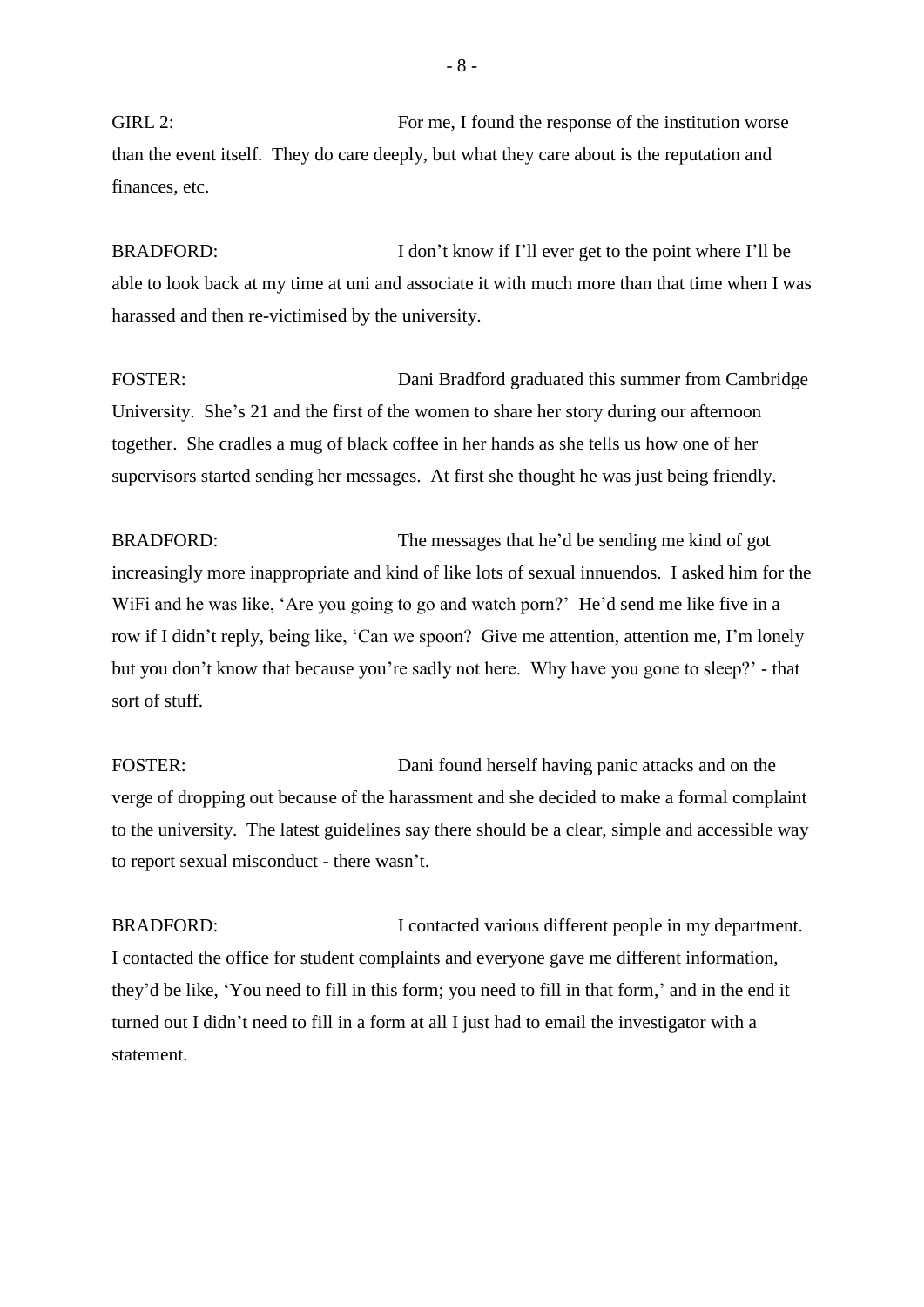GIRL 2: For me, I found the response of the institution worse than the event itself. They do care deeply, but what they care about is the reputation and finances, etc.

BRADFORD: I don't know if I'll ever get to the point where I'll be able to look back at my time at uni and associate it with much more than that time when I was harassed and then re-victimised by the university.

FOSTER: Dani Bradford graduated this summer from Cambridge University. She's 21 and the first of the women to share her story during our afternoon together. She cradles a mug of black coffee in her hands as she tells us how one of her supervisors started sending her messages. At first she thought he was just being friendly.

BRADFORD: The messages that he'd be sending me kind of got increasingly more inappropriate and kind of like lots of sexual innuendos. I asked him for the WiFi and he was like, 'Are you going to go and watch porn?' He'd send me like five in a row if I didn't reply, being like, 'Can we spoon? Give me attention, attention me, I'm lonely but you don't know that because you're sadly not here. Why have you gone to sleep?' - that sort of stuff.

FOSTER: Dani found herself having panic attacks and on the verge of dropping out because of the harassment and she decided to make a formal complaint to the university. The latest guidelines say there should be a clear, simple and accessible way to report sexual misconduct - there wasn't.

BRADFORD: I contacted various different people in my department. I contacted the office for student complaints and everyone gave me different information, they'd be like, 'You need to fill in this form; you need to fill in that form,' and in the end it turned out I didn't need to fill in a form at all I just had to email the investigator with a statement.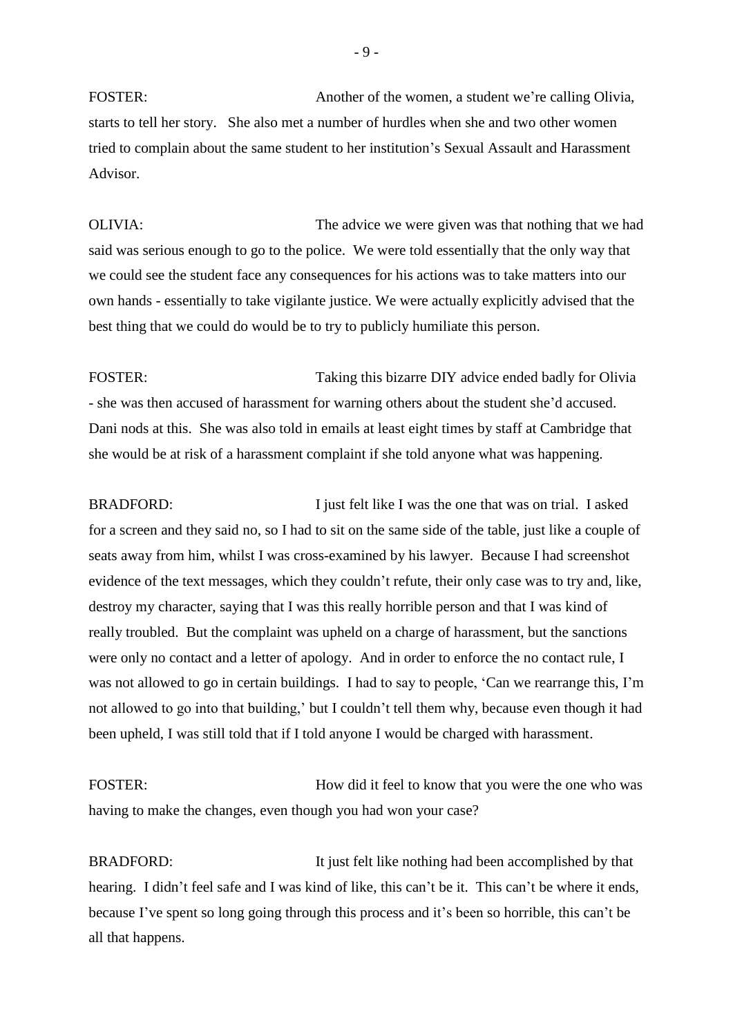FOSTER: Another of the women, a student we're calling Olivia, starts to tell her story. She also met a number of hurdles when she and two other women tried to complain about the same student to her institution's Sexual Assault and Harassment Advisor.

OLIVIA: The advice we were given was that nothing that we had said was serious enough to go to the police. We were told essentially that the only way that we could see the student face any consequences for his actions was to take matters into our own hands - essentially to take vigilante justice. We were actually explicitly advised that the best thing that we could do would be to try to publicly humiliate this person.

FOSTER: Taking this bizarre DIY advice ended badly for Olivia - she was then accused of harassment for warning others about the student she'd accused. Dani nods at this. She was also told in emails at least eight times by staff at Cambridge that she would be at risk of a harassment complaint if she told anyone what was happening.

BRADFORD: I just felt like I was the one that was on trial. I asked for a screen and they said no, so I had to sit on the same side of the table, just like a couple of seats away from him, whilst I was cross-examined by his lawyer. Because I had screenshot evidence of the text messages, which they couldn't refute, their only case was to try and, like, destroy my character, saying that I was this really horrible person and that I was kind of really troubled. But the complaint was upheld on a charge of harassment, but the sanctions were only no contact and a letter of apology. And in order to enforce the no contact rule, I was not allowed to go in certain buildings. I had to say to people, 'Can we rearrange this, I'm not allowed to go into that building,' but I couldn't tell them why, because even though it had been upheld, I was still told that if I told anyone I would be charged with harassment.

FOSTER: How did it feel to know that you were the one who was having to make the changes, even though you had won your case?

BRADFORD: It just felt like nothing had been accomplished by that hearing. I didn't feel safe and I was kind of like, this can't be it. This can't be where it ends, because I've spent so long going through this process and it's been so horrible, this can't be all that happens.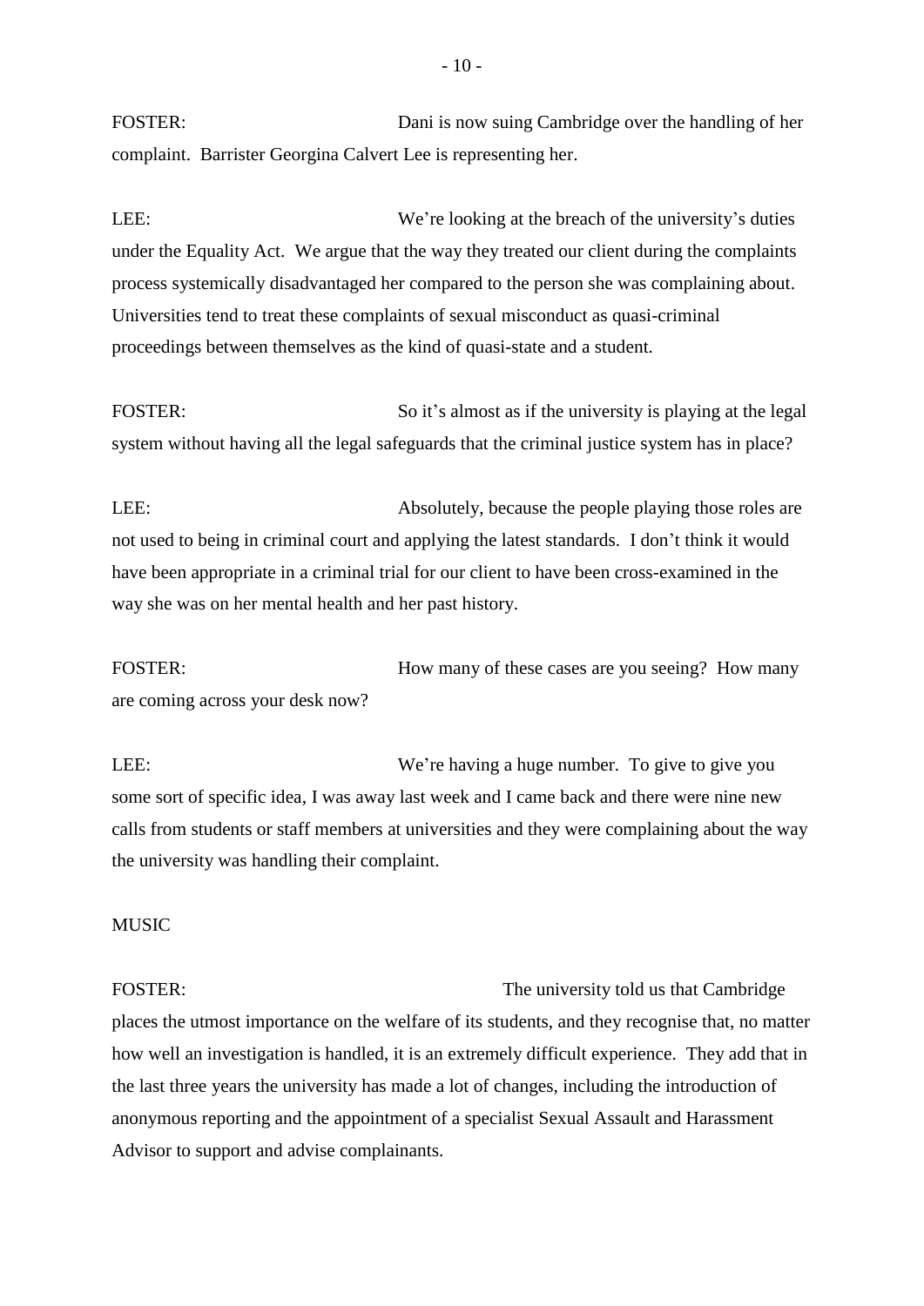FOSTER: Dani is now suing Cambridge over the handling of her complaint. Barrister Georgina Calvert Lee is representing her.

LEE: We're looking at the breach of the university's duties under the Equality Act. We argue that the way they treated our client during the complaints process systemically disadvantaged her compared to the person she was complaining about. Universities tend to treat these complaints of sexual misconduct as quasi-criminal proceedings between themselves as the kind of quasi-state and a student.

FOSTER: So it's almost as if the university is playing at the legal system without having all the legal safeguards that the criminal justice system has in place?

LEE: Absolutely, because the people playing those roles are not used to being in criminal court and applying the latest standards. I don't think it would have been appropriate in a criminal trial for our client to have been cross-examined in the way she was on her mental health and her past history.

FOSTER: How many of these cases are you seeing? How many are coming across your desk now?

LEE: We're having a huge number. To give to give you some sort of specific idea, I was away last week and I came back and there were nine new calls from students or staff members at universities and they were complaining about the way the university was handling their complaint.

MUSIC

FOSTER: The university told us that Cambridge places the utmost importance on the welfare of its students, and they recognise that, no matter how well an investigation is handled, it is an extremely difficult experience. They add that in the last three years the university has made a lot of changes, including the introduction of anonymous reporting and the appointment of a specialist Sexual Assault and Harassment Advisor to support and advise complainants.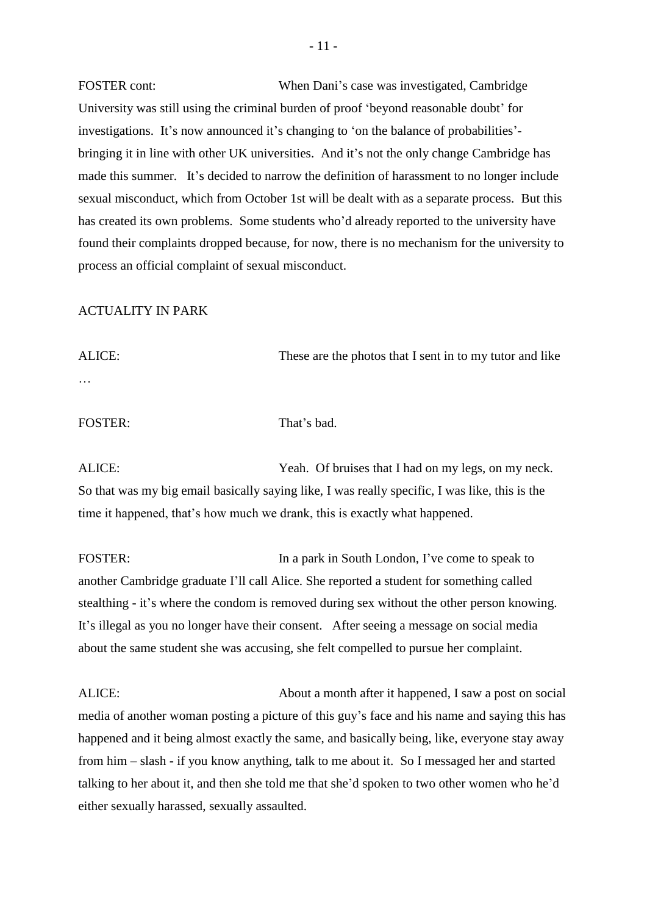FOSTER cont: When Dani's case was investigated, Cambridge University was still using the criminal burden of proof 'beyond reasonable doubt' for investigations. It's now announced it's changing to 'on the balance of probabilities'- bringing it in line with other UK universities. And it's not the only change Cambridge has made this summer. It's decided to narrow the definition of harassment to no longer include sexual misconduct, which from October 1st will be dealt with as a separate process. But this has created its own problems. Some students who'd already reported to the university have found their complaints dropped because, for now, there is no mechanism for the university to process an official complaint of sexual misconduct.

ACTUALITY IN PARK

ALICE: These are the photos that I sent in to my tutor and like …

FOSTER: That's bad.

ALICE: Yeah. Of bruises that I had on my legs, on my neck. So that was my big email basically saying like, I was really specific, I was like, this is the time it happened, that's how much we drank, this is exactly what happened.

FOSTER: In a park in South London, I've come to speak to another Cambridge graduate I'll call Alice. She reported a student for something called stealthing - it's where the condom is removed during sex without the other person knowing. It's illegal as you no longer have their consent. After seeing a message on social media about the same student she was accusing, she felt compelled to pursue her complaint.

ALICE: About a month after it happened, I saw a post on social media of another woman posting a picture of this guy's face and his name and saying this has happened and it being almost exactly the same, and basically being, like, everyone stay away from him – slash - if you know anything, talk to me about it. So I messaged her and started talking to her about it, and then she told me that she'd spoken to two other women who he'd either sexually harassed, sexually assaulted.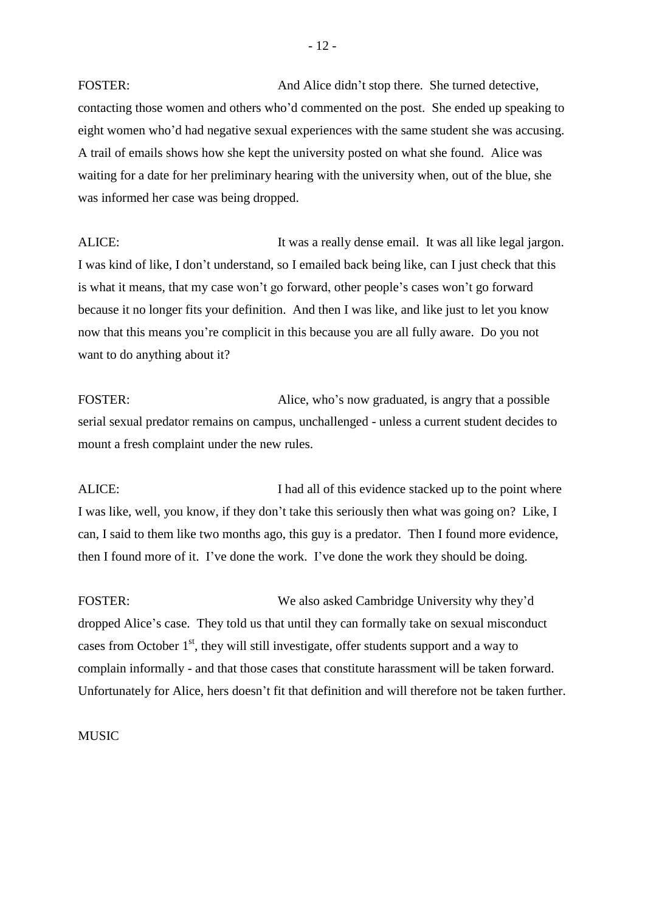FOSTER: And Alice didn't stop there. She turned detective, contacting those women and others who'd commented on the post. She ended up speaking to eight women who'd had negative sexual experiences with the same student she was accusing. A trail of emails shows how she kept the university posted on what she found. Alice was waiting for a date for her preliminary hearing with the university when, out of the blue, she was informed her case was being dropped.

ALICE: It was a really dense email. It was all like legal jargon. I was kind of like, I don't understand, so I emailed back being like, can I just check that this is what it means, that my case won't go forward, other people's cases won't go forward because it no longer fits your definition. And then I was like, and like just to let you know now that this means you're complicit in this because you are all fully aware. Do you not want to do anything about it?

FOSTER: Alice, who's now graduated, is angry that a possible serial sexual predator remains on campus, unchallenged - unless a current student decides to mount a fresh complaint under the new rules.

ALICE: I had all of this evidence stacked up to the point where I was like, well, you know, if they don't take this seriously then what was going on? Like, I can, I said to them like two months ago, this guy is a predator. Then I found more evidence, then I found more of it. I've done the work. I've done the work they should be doing.

FOSTER: We also asked Cambridge University why they'd dropped Alice's case. They told us that until they can formally take on sexual misconduct cases from October 1st, they will still investigate, offer students support and a way to complain informally - and that those cases that constitute harassment will be taken forward. Unfortunately for Alice, hers doesn't fit that definition and will therefore not be taken further.

MUSIC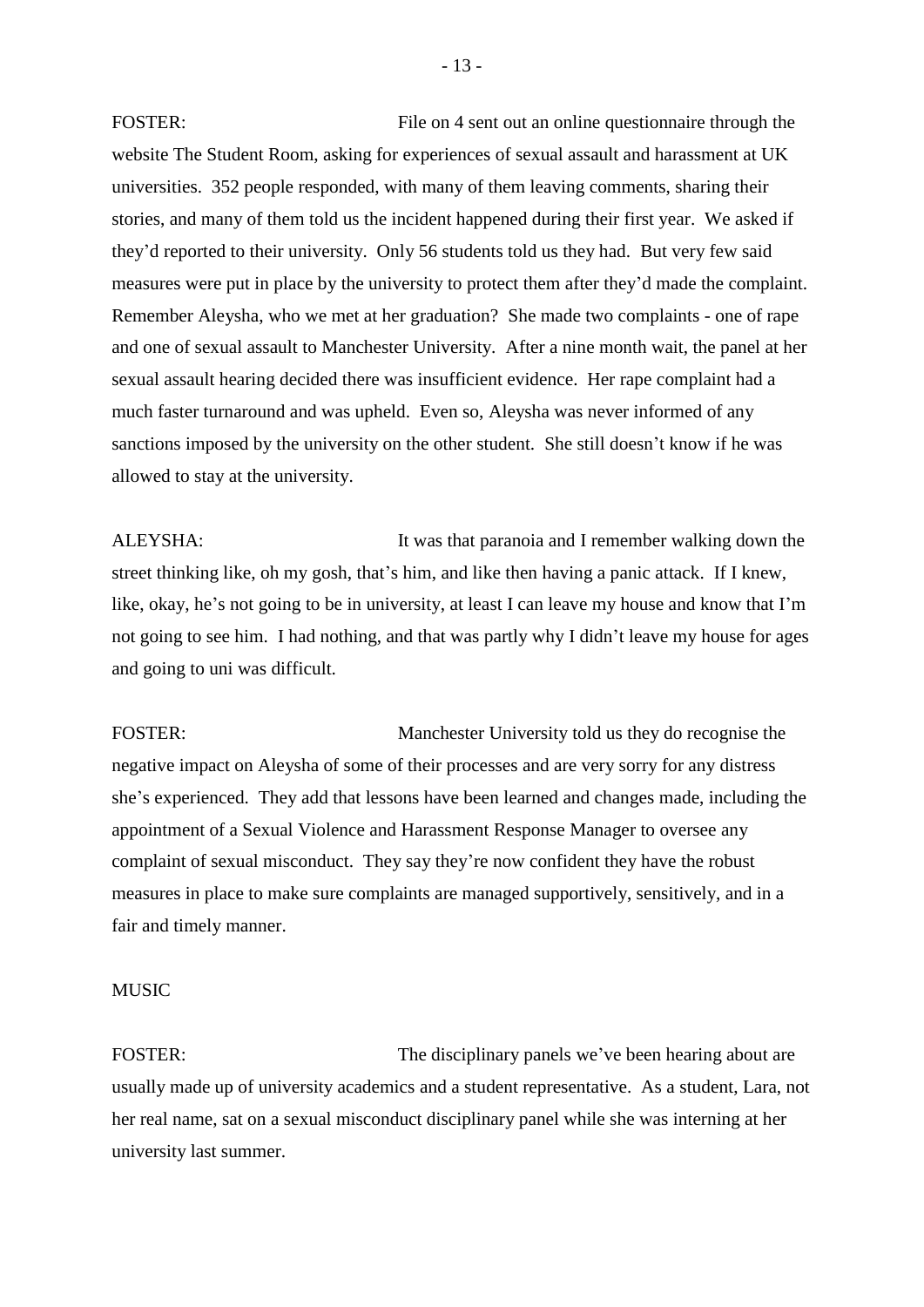FOSTER: File on 4 sent out an online questionnaire through the website The Student Room, asking for experiences of sexual assault and harassment at UK universities. 352 people responded, with many of them leaving comments, sharing their stories, and many of them told us the incident happened during their first year. We asked if they'd reported to their university. Only 56 students told us they had. But very few said measures were put in place by the university to protect them after they'd made the complaint. Remember Aleysha, who we met at her graduation? She made two complaints - one of rape and one of sexual assault to Manchester University. After a nine month wait, the panel at her sexual assault hearing decided there was insufficient evidence. Her rape complaint had a much faster turnaround and was upheld. Even so, Aleysha was never informed of any sanctions imposed by the university on the other student. She still doesn't know if he was allowed to stay at the university.

ALEYSHA: It was that paranoia and I remember walking down the street thinking like, oh my gosh, that's him, and like then having a panic attack. If I knew, like, okay, he's not going to be in university, at least I can leave my house and know that I'm not going to see him. I had nothing, and that was partly why I didn't leave my house for ages and going to uni was difficult.

FOSTER: Manchester University told us they do recognise the negative impact on Aleysha of some of their processes and are very sorry for any distress she's experienced. They add that lessons have been learned and changes made, including the appointment of a Sexual Violence and Harassment Response Manager to oversee any complaint of sexual misconduct. They say they're now confident they have the robust measures in place to make sure complaints are managed supportively, sensitively, and in a fair and timely manner.

MUSIC

FOSTER: The disciplinary panels we've been hearing about are usually made up of university academics and a student representative. As a student, Lara, not her real name, sat on a sexual misconduct disciplinary panel while she was interning at her university last summer.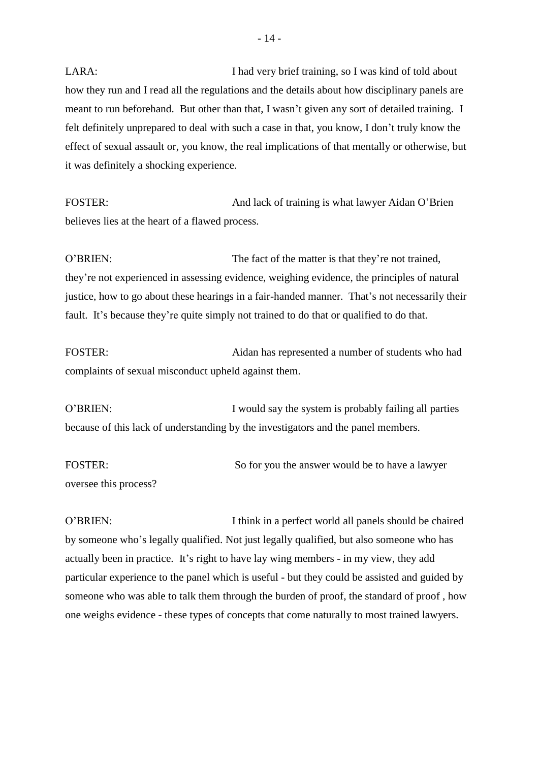LARA: I had very brief training, so I was kind of told about how they run and I read all the regulations and the details about how disciplinary panels are meant to run beforehand. But other than that, I wasn't given any sort of detailed training. I felt definitely unprepared to deal with such a case in that, you know, I don't truly know the effect of sexual assault or, you know, the real implications of that mentally or otherwise, but it was definitely a shocking experience.

FOSTER: And lack of training is what lawyer Aidan O'Brien believes lies at the heart of a flawed process.

O'BRIEN: The fact of the matter is that they're not trained, they're not experienced in assessing evidence, weighing evidence, the principles of natural justice, how to go about these hearings in a fair-handed manner. That's not necessarily their fault. It's because they're quite simply not trained to do that or qualified to do that.

FOSTER: Aidan has represented a number of students who had complaints of sexual misconduct upheld against them.

O'BRIEN: I would say the system is probably failing all parties because of this lack of understanding by the investigators and the panel members.

FOSTER: So for you the answer would be to have a lawyer oversee this process?

O'BRIEN: I think in a perfect world all panels should be chaired by someone who's legally qualified. Not just legally qualified, but also someone who has actually been in practice. It's right to have lay wing members - in my view, they add particular experience to the panel which is useful - but they could be assisted and guided by someone who was able to talk them through the burden of proof, the standard of proof , how one weighs evidence - these types of concepts that come naturally to most trained lawyers.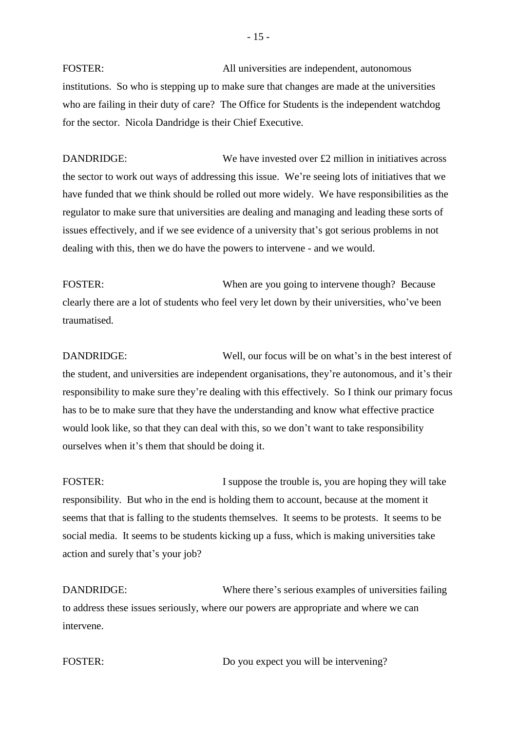FOSTER: All universities are independent, autonomous institutions. So who is stepping up to make sure that changes are made at the universities who are failing in their duty of care? The Office for Students is the independent watchdog for the sector. Nicola Dandridge is their Chief Executive.

DANDRIDGE: We have invested over £2 million in initiatives across the sector to work out ways of addressing this issue. We're seeing lots of initiatives that we have funded that we think should be rolled out more widely. We have responsibilities as the regulator to make sure that universities are dealing and managing and leading these sorts of issues effectively, and if we see evidence of a university that's got serious problems in not dealing with this, then we do have the powers to intervene - and we would.

FOSTER: When are you going to intervene though? Because clearly there are a lot of students who feel very let down by their universities, who've been traumatised.

DANDRIDGE: Well, our focus will be on what's in the best interest of the student, and universities are independent organisations, they're autonomous, and it's their responsibility to make sure they're dealing with this effectively. So I think our primary focus has to be to make sure that they have the understanding and know what effective practice would look like, so that they can deal with this, so we don't want to take responsibility ourselves when it's them that should be doing it.

FOSTER: I suppose the trouble is, you are hoping they will take responsibility. But who in the end is holding them to account, because at the moment it seems that that is falling to the students themselves. It seems to be protests. It seems to be social media. It seems to be students kicking up a fuss, which is making universities take action and surely that's your job?

DANDRIDGE: Where there's serious examples of universities failing to address these issues seriously, where our powers are appropriate and where we can intervene.

FOSTER: Do you expect you will be intervening?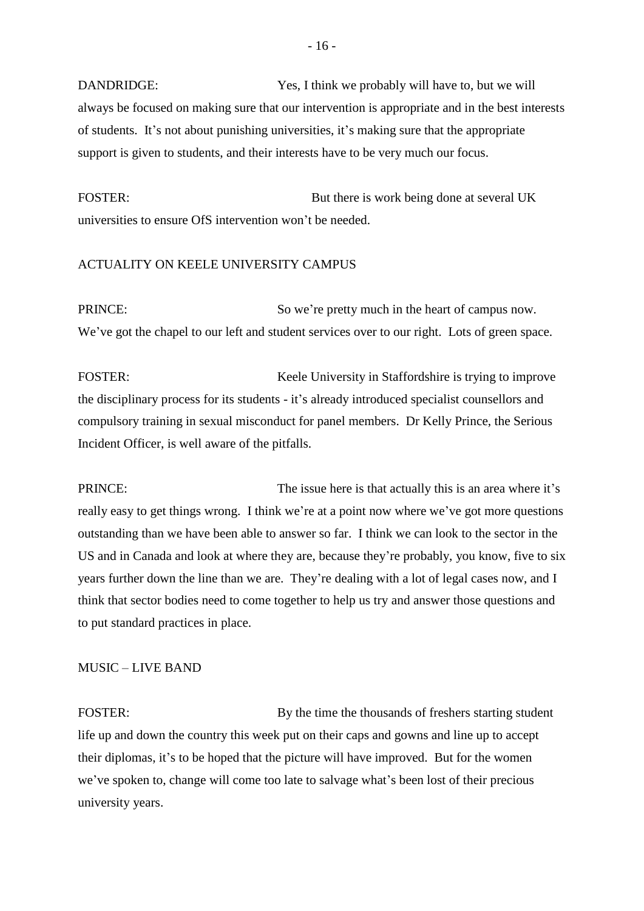DANDRIDGE: Yes, I think we probably will have to, but we will always be focused on making sure that our intervention is appropriate and in the best interests of students. It's not about punishing universities, it's making sure that the appropriate support is given to students, and their interests have to be very much our focus.

FOSTER: But there is work being done at several UK universities to ensure OfS intervention won't be needed.

ACTUALITY ON KEELE UNIVERSITY CAMPUS

PRINCE: So we're pretty much in the heart of campus now. We've got the chapel to our left and student services over to our right. Lots of green space.

FOSTER: Keele University in Staffordshire is trying to improve the disciplinary process for its students - it's already introduced specialist counsellors and compulsory training in sexual misconduct for panel members. Dr Kelly Prince, the Serious Incident Officer, is well aware of the pitfalls.

PRINCE: The issue here is that actually this is an area where it's really easy to get things wrong. I think we're at a point now where we've got more questions outstanding than we have been able to answer so far. I think we can look to the sector in the US and in Canada and look at where they are, because they're probably, you know, five to six years further down the line than we are. They're dealing with a lot of legal cases now, and I think that sector bodies need to come together to help us try and answer those questions and to put standard practices in place.

MUSIC – LIVE BAND

FOSTER: By the time the thousands of freshers starting student life up and down the country this week put on their caps and gowns and line up to accept their diplomas, it's to be hoped that the picture will have improved. But for the women we've spoken to, change will come too late to salvage what's been lost of their precious university years.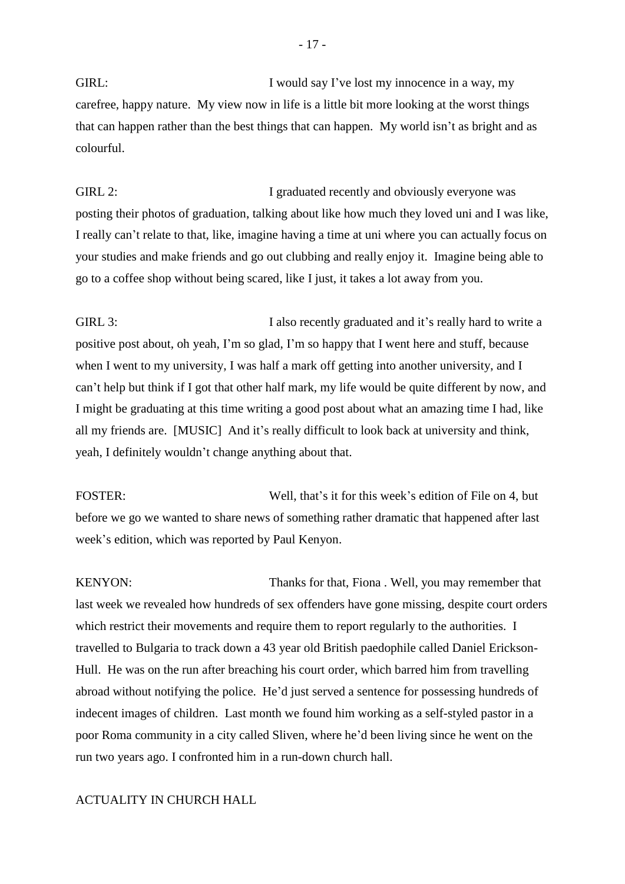GIRL: I would say I've lost my innocence in a way, my carefree, happy nature. My view now in life is a little bit more looking at the worst things that can happen rather than the best things that can happen. My world isn't as bright and as colourful.

GIRL 2: I graduated recently and obviously everyone was posting their photos of graduation, talking about like how much they loved uni and I was like, I really can't relate to that, like, imagine having a time at uni where you can actually focus on your studies and make friends and go out clubbing and really enjoy it. Imagine being able to go to a coffee shop without being scared, like I just, it takes a lot away from you.

GIRL 3: I also recently graduated and it's really hard to write a positive post about, oh yeah, I'm so glad, I'm so happy that I went here and stuff, because when I went to my university, I was half a mark off getting into another university, and I can't help but think if I got that other half mark, my life would be quite different by now, and I might be graduating at this time writing a good post about what an amazing time I had, like all my friends are. [MUSIC] And it's really difficult to look back at university and think, yeah, I definitely wouldn't change anything about that.

FOSTER: Well, that's it for this week's edition of File on 4, but before we go we wanted to share news of something rather dramatic that happened after last week's edition, which was reported by Paul Kenyon.

KENYON: Thanks for that, Fiona . Well, you may remember that last week we revealed how hundreds of sex offenders have gone missing, despite court orders which restrict their movements and require them to report regularly to the authorities. I travelled to Bulgaria to track down a 43 year old British paedophile called Daniel Erickson-Hull. He was on the run after breaching his court order, which barred him from travelling abroad without notifying the police. He'd just served a sentence for possessing hundreds of indecent images of children. Last month we found him working as a self-styled pastor in a poor Roma community in a city called Sliven, where he'd been living since he went on the run two years ago. I confronted him in a run-down church hall.

ACTUALITY IN CHURCH HALL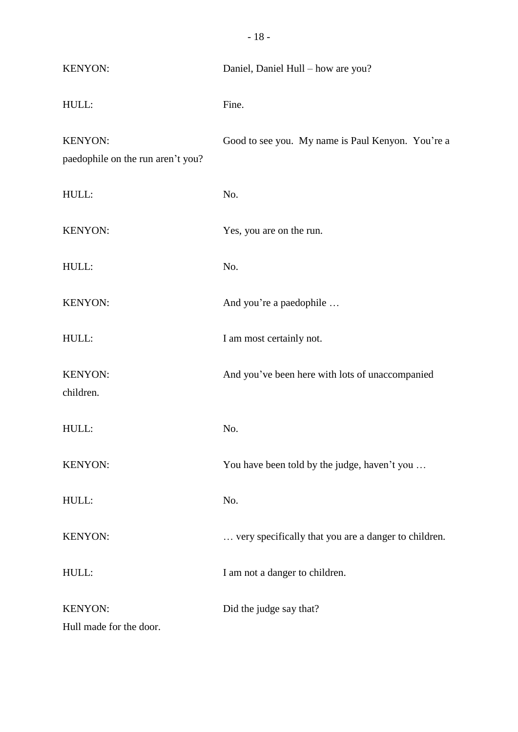KENYON: Daniel, Daniel Hull – how are you?

HULL: Fine.

KENYON: Good to see you. My name is Paul Kenyon. You're a paedophile on the run aren't you?

HULL: No.

KENYON: Yes, you are on the run.

HULL: No.

KENYON: And you're a paedophile …

HULL: I am most certainly not.

KENYON: And you've been here with lots of unaccompanied children.

HULL: No.

KENYON: You have been told by the judge, haven't you …

HULL: No.

KENYON: … very specifically that you are a danger to children.

HULL: I am not a danger to children.

KENYON: Did the judge say that?

Hull made for the door.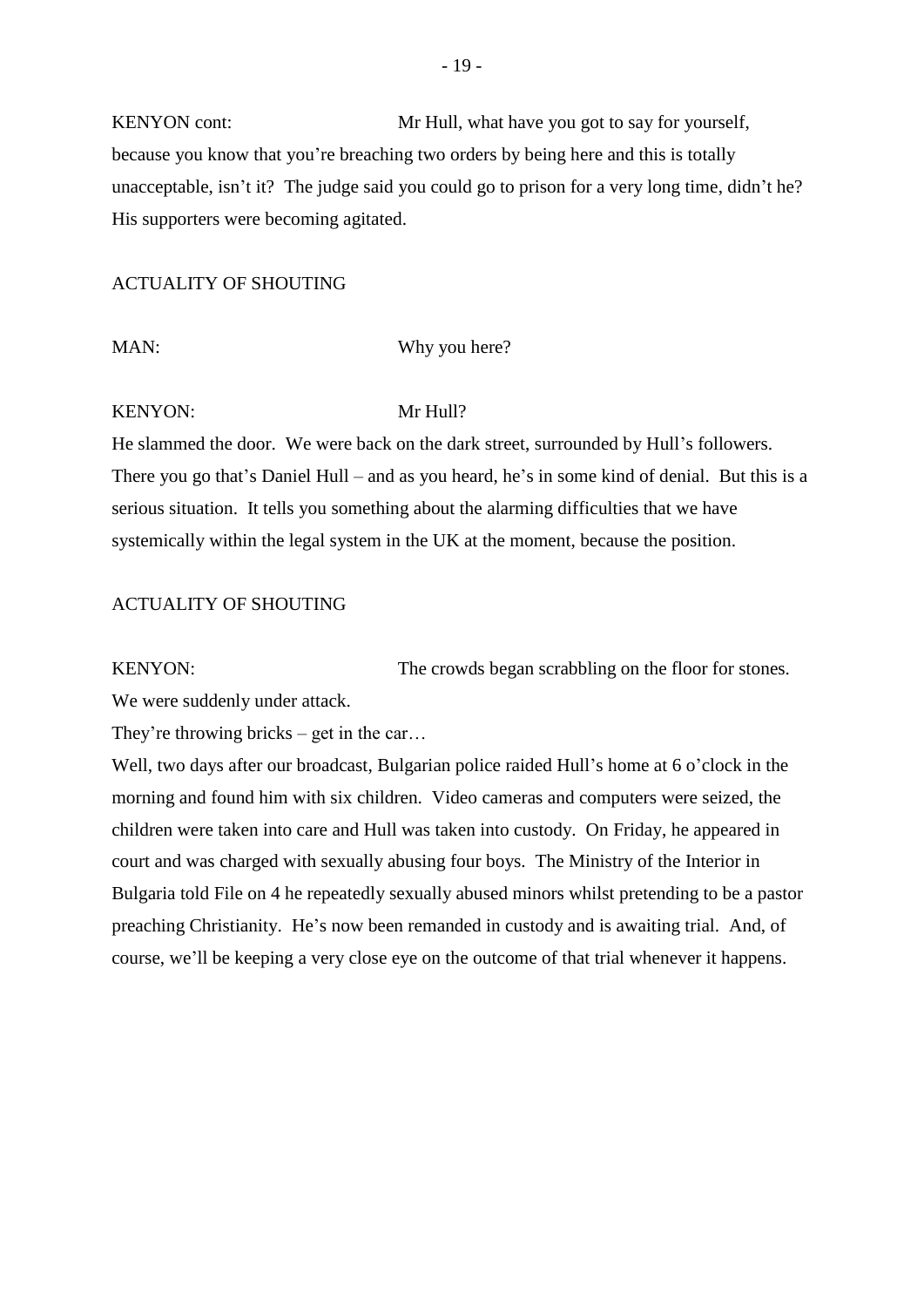KENYON cont: Mr Hull, what have you got to say for yourself, because you know that you're breaching two orders by being here and this is totally unacceptable, isn't it? The judge said you could go to prison for a very long time, didn't he? His supporters were becoming agitated.

ACTUALITY OF SHOUTING

MAN: Why you here?

KENYON: Mr Hull?

He slammed the door. We were back on the dark street, surrounded by Hull's followers. There you go that's Daniel Hull – and as you heard, he's in some kind of denial. But this is a serious situation. It tells you something about the alarming difficulties that we have systemically within the legal system in the UK at the moment, because the position.

ACTUALITY OF SHOUTING

KENYON: The crowds began scrabbling on the floor for stones. We were suddenly under attack.

They're throwing bricks – get in the car…

Well, two days after our broadcast, Bulgarian police raided Hull's home at 6 o'clock in the morning and found him with six children. Video cameras and computers were seized, the children were taken into care and Hull was taken into custody. On Friday, he appeared in court and was charged with sexually abusing four boys. The Ministry of the Interior in Bulgaria told File on 4 he repeatedly sexually abused minors whilst pretending to be a pastor preaching Christianity. He's now been remanded in custody and is awaiting trial. And, of course, we'll be keeping a very close eye on the outcome of that trial whenever it happens.